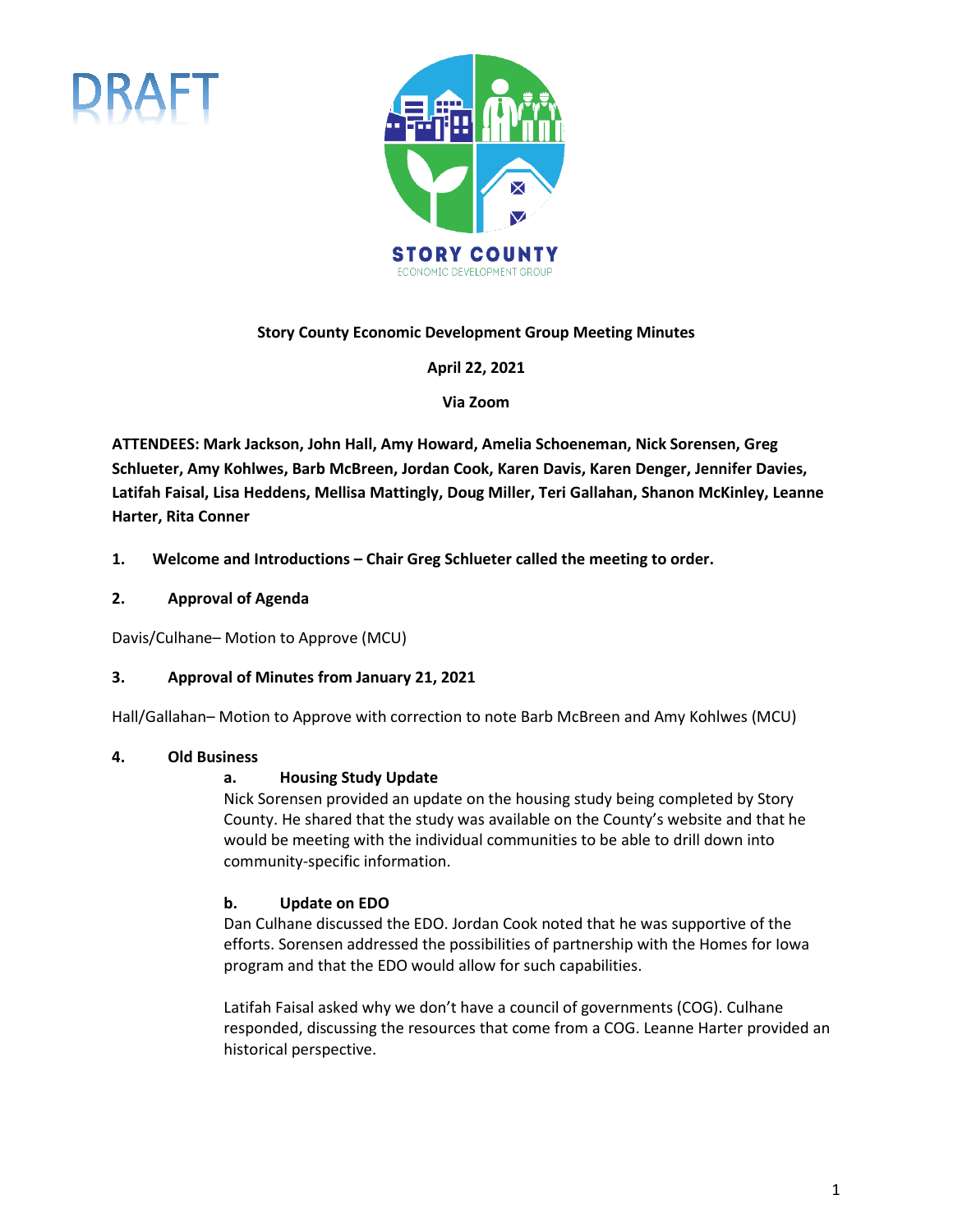DRAFT

STORY COUNTY
ECONOMIC DEVELOPMENT GROUP

**Story County Economic Development Group Meeting Minutes**

**April 22, 2021**

**Via Zoom**

**ATTENDEES: Mark Jackson, John Hall, Amy Howard, Amelia Schoeneman, Nick Sorensen, Greg Schlueter, Amy Kohlwes, Barb McBreen, Jordan Cook, Karen Davis, Karen Denger, Jennifer Davies, Latifah Faisal, Lisa Heddens, Mellisa Mattingly, Doug Miller, Teri Gallahan, Shanon McKinley, Leanne Harter, Rita Conner**

**1. Welcome and Introductions – Chair Greg Schlueter called the meeting to order.**

**2. Approval of Agenda**

Davis/Culhane– Motion to Approve (MCU)

**3. Approval of Minutes from January 21, 2021**

Hall/Gallahan– Motion to Approve with correction to note Barb McBreen and Amy Kohlwes (MCU)

**4. Old Business**

**a. Housing Study Update**

Nick Sorensen provided an update on the housing study being completed by Story County. He shared that the study was available on the County's website and that he would be meeting with the individual communities to be able to drill down into community-specific information.

**b. Update on EDO**

Dan Culhane discussed the EDO. Jordan Cook noted that he was supportive of the efforts. Sorensen addressed the possibilities of partnership with the Homes for Iowa program and that the EDO would allow for such capabilities.

Latifah Faisal asked why we don't have a council of governments (COG). Culhane responded, discussing the resources that come from a COG. Leanne Harter provided an historical perspective.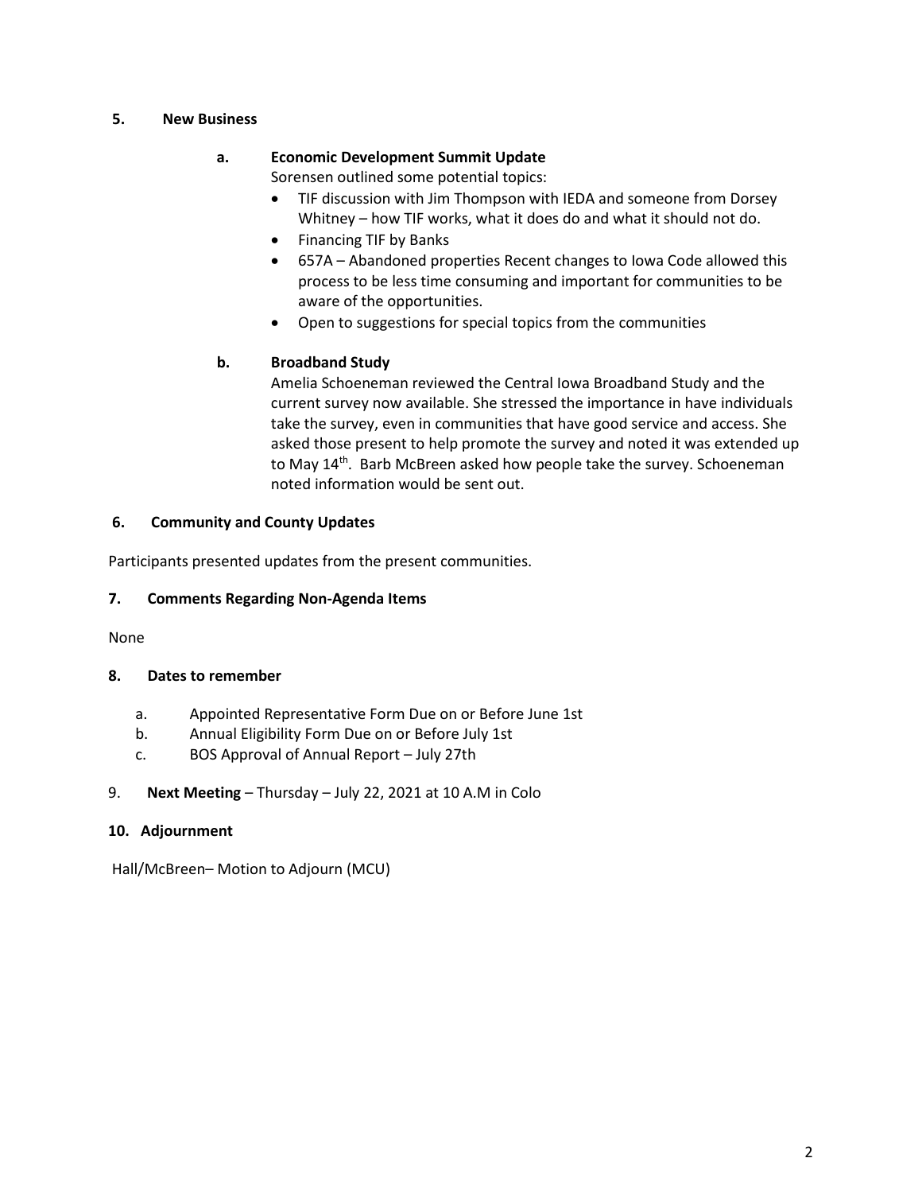**5. New Business**

**a. Economic Development Summit Update**

Sorensen outlined some potential topics:

- TIF discussion with Jim Thompson with IEDA and someone from Dorsey Whitney – how TIF works, what it does do and what it should not do.
- Financing TIF by Banks
- 657A – Abandoned properties Recent changes to Iowa Code allowed this process to be less time consuming and important for communities to be aware of the opportunities.
- Open to suggestions for special topics from the communities

**b. Broadband Study**

Amelia Schoeneman reviewed the Central Iowa Broadband Study and the current survey now available. She stressed the importance in have individuals take the survey, even in communities that have good service and access. She asked those present to help promote the survey and noted it was extended up to May 14th. Barb McBreen asked how people take the survey. Schoeneman noted information would be sent out.

**6. Community and County Updates**

Participants presented updates from the present communities.

**7. Comments Regarding Non-Agenda Items**

None

**8. Dates to remember**

a. Appointed Representative Form Due on or Before June 1st
b. Annual Eligibility Form Due on or Before July 1st
c. BOS Approval of Annual Report – July 27th

9. **Next Meeting** – Thursday – July 22, 2021 at 10 A.M in Colo

**10. Adjournment**

Hall/McBreen– Motion to Adjourn (MCU)